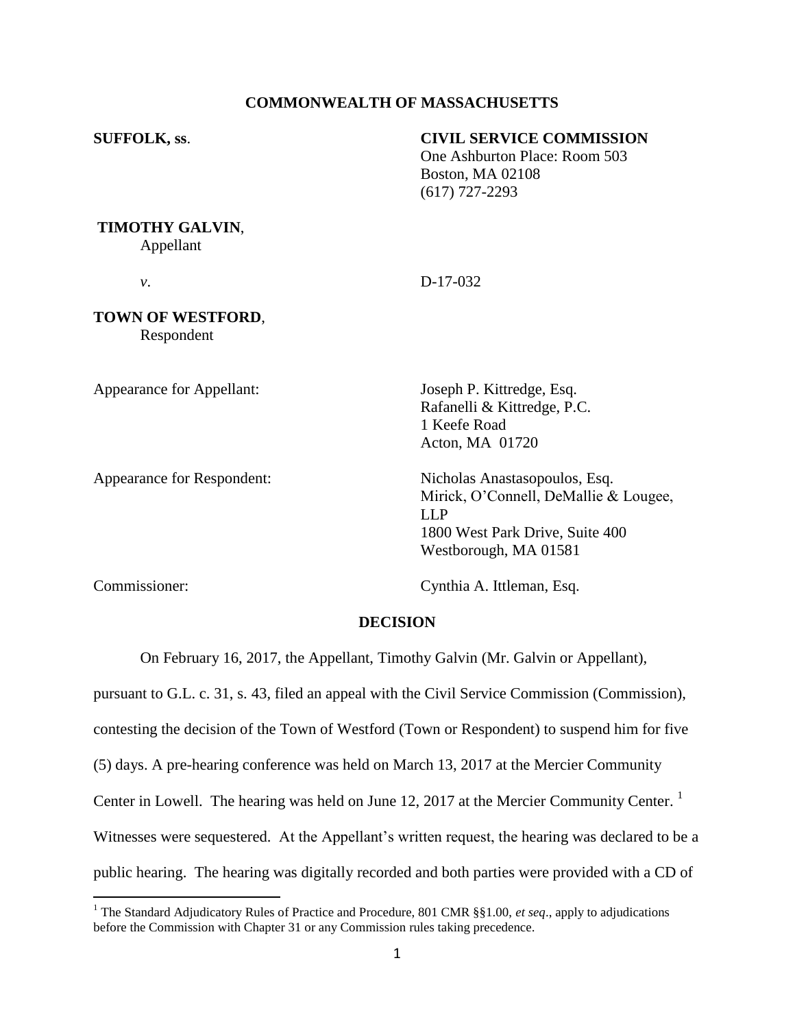**COMMONWEALTH OF MASSACHUSETTS**

**SUFFOLK, ss.**

**CIVIL SERVICE COMMISSION**
One Ashburton Place: Room 503
Boston, MA 02108
(617) 727-2293

**TIMOTHY GALVIN**,
Appellant

*v*.

D-17-032

**TOWN OF WESTFORD**,
Respondent

Appearance for Appellant:

Joseph P. Kittredge, Esq.
Rafanelli & Kittredge, P.C.
1 Keefe Road
Acton, MA 01720

Appearance for Respondent:

Nicholas Anastasopoulos, Esq.
Mirick, O'Connell, DeMallie & Lougee, LLP
1800 West Park Drive, Suite 400
Westborough, MA 01581

Commissioner:

Cynthia A. Ittleman, Esq.

## DECISION

On February 16, 2017, the Appellant, Timothy Galvin (Mr. Galvin or Appellant), pursuant to G.L. c. 31, s. 43, filed an appeal with the Civil Service Commission (Commission), contesting the decision of the Town of Westford (Town or Respondent) to suspend him for five (5) days. A pre-hearing conference was held on March 13, 2017 at the Mercier Community Center in Lowell. The hearing was held on June 12, 2017 at the Mercier Community Center. [1] Witnesses were sequestered. At the Appellant's written request, the hearing was declared to be a public hearing. The hearing was digitally recorded and both parties were provided with a CD of

[1] The Standard Adjudicatory Rules of Practice and Procedure, 801 CMR §§1.00, *et seq*., apply to adjudications before the Commission with Chapter 31 or any Commission rules taking precedence.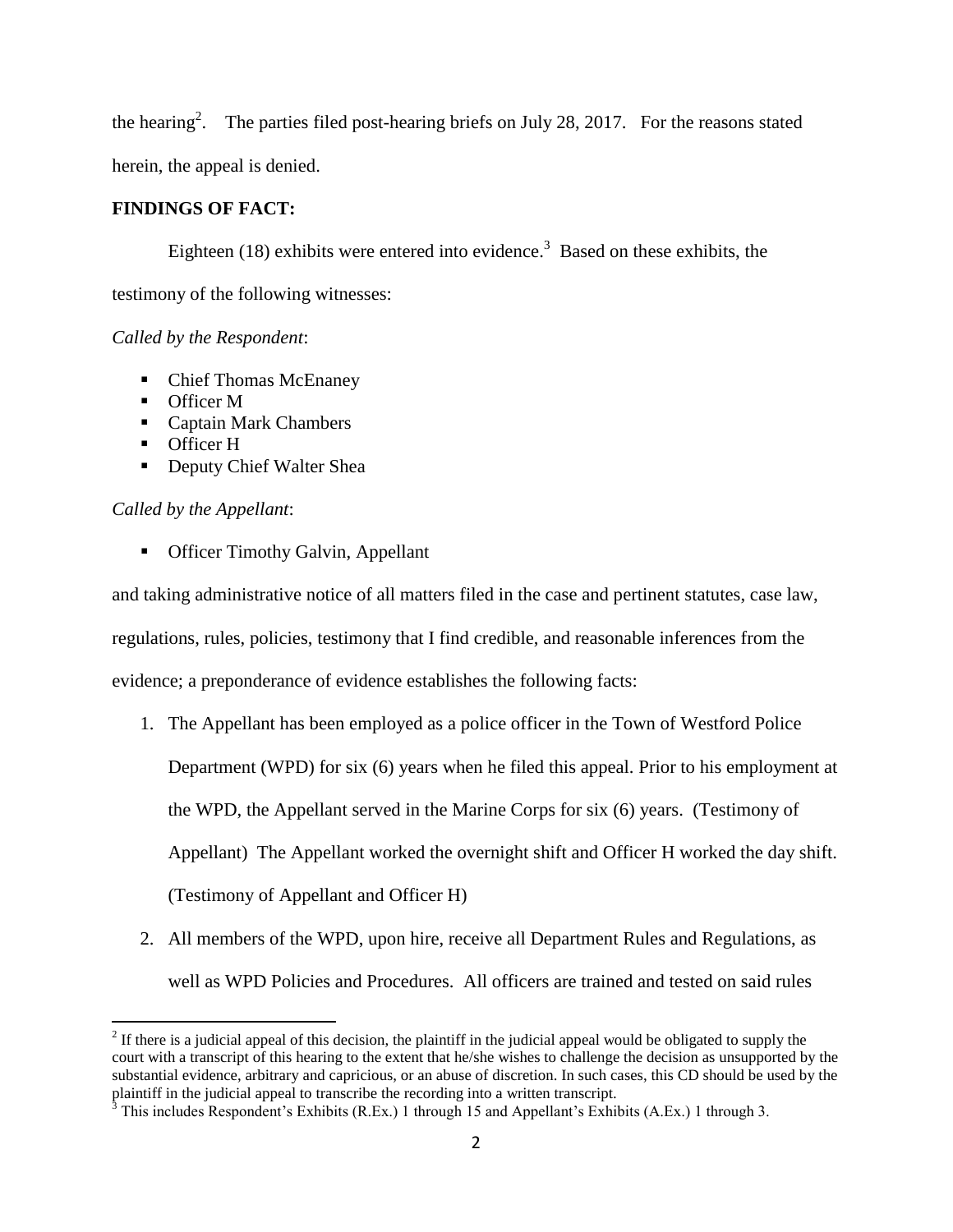the hearing[2]. The parties filed post-hearing briefs on July 28, 2017. For the reasons stated herein, the appeal is denied.

**FINDINGS OF FACT:**

Eighteen (18) exhibits were entered into evidence.[3] Based on these exhibits, the testimony of the following witnesses:

*Called by the Respondent*:

- Chief Thomas McEnaney
- Officer M
- Captain Mark Chambers
- Officer H
- Deputy Chief Walter Shea

*Called by the Appellant*:

- Officer Timothy Galvin, Appellant

and taking administrative notice of all matters filed in the case and pertinent statutes, case law, regulations, rules, policies, testimony that I find credible, and reasonable inferences from the evidence; a preponderance of evidence establishes the following facts:

1. The Appellant has been employed as a police officer in the Town of Westford Police Department (WPD) for six (6) years when he filed this appeal. Prior to his employment at the WPD, the Appellant served in the Marine Corps for six (6) years. (Testimony of Appellant) The Appellant worked the overnight shift and Officer H worked the day shift. (Testimony of Appellant and Officer H)
2. All members of the WPD, upon hire, receive all Department Rules and Regulations, as well as WPD Policies and Procedures. All officers are trained and tested on said rules

---

[2] If there is a judicial appeal of this decision, the plaintiff in the judicial appeal would be obligated to supply the court with a transcript of this hearing to the extent that he/she wishes to challenge the decision as unsupported by the substantial evidence, arbitrary and capricious, or an abuse of discretion. In such cases, this CD should be used by the plaintiff in the judicial appeal to transcribe the recording into a written transcript.

[3] This includes Respondent's Exhibits (R.Ex.) 1 through 15 and Appellant's Exhibits (A.Ex.) 1 through 3.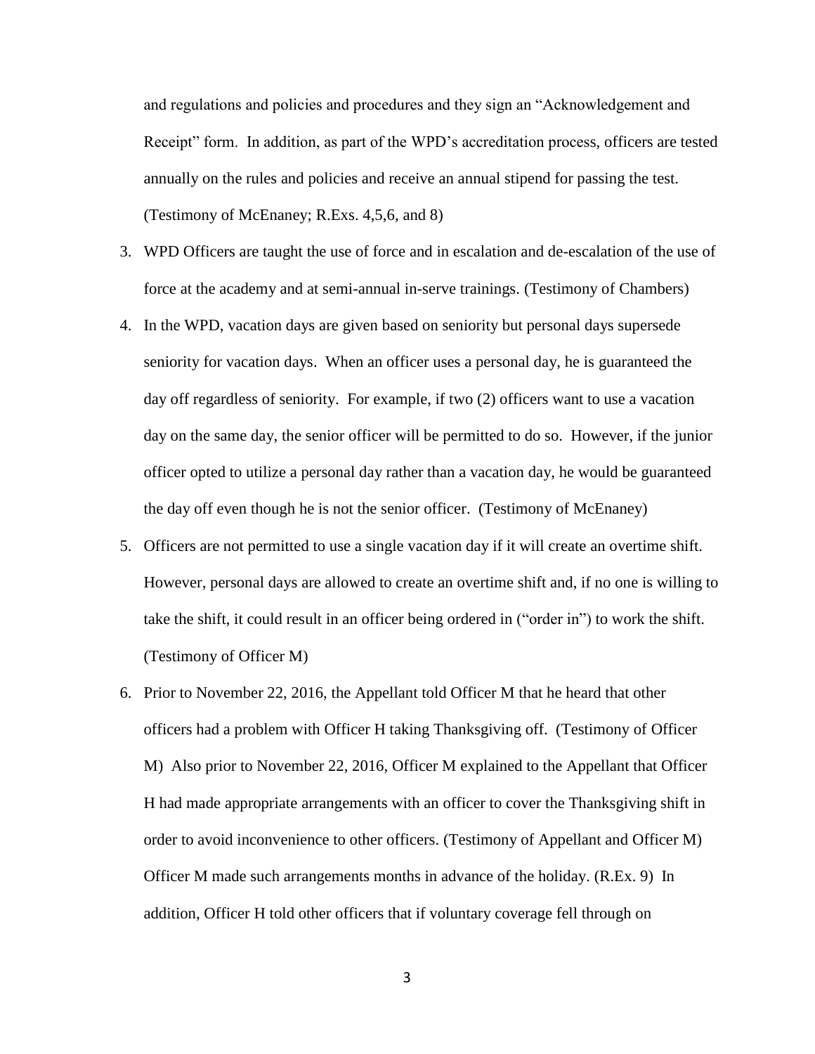and regulations and policies and procedures and they sign an "Acknowledgement and Receipt" form. In addition, as part of the WPD's accreditation process, officers are tested annually on the rules and policies and receive an annual stipend for passing the test. (Testimony of McEnaney; R.Exs. 4,5,6, and 8)

3. WPD Officers are taught the use of force and in escalation and de-escalation of the use of force at the academy and at semi-annual in-serve trainings. (Testimony of Chambers)
4. In the WPD, vacation days are given based on seniority but personal days supersede seniority for vacation days. When an officer uses a personal day, he is guaranteed the day off regardless of seniority. For example, if two (2) officers want to use a vacation day on the same day, the senior officer will be permitted to do so. However, if the junior officer opted to utilize a personal day rather than a vacation day, he would be guaranteed the day off even though he is not the senior officer. (Testimony of McEnaney)
5. Officers are not permitted to use a single vacation day if it will create an overtime shift. However, personal days are allowed to create an overtime shift and, if no one is willing to take the shift, it could result in an officer being ordered in ("order in") to work the shift. (Testimony of Officer M)
6. Prior to November 22, 2016, the Appellant told Officer M that he heard that other officers had a problem with Officer H taking Thanksgiving off. (Testimony of Officer M) Also prior to November 22, 2016, Officer M explained to the Appellant that Officer H had made appropriate arrangements with an officer to cover the Thanksgiving shift in order to avoid inconvenience to other officers. (Testimony of Appellant and Officer M) Officer M made such arrangements months in advance of the holiday. (R.Ex. 9) In addition, Officer H told other officers that if voluntary coverage fell through on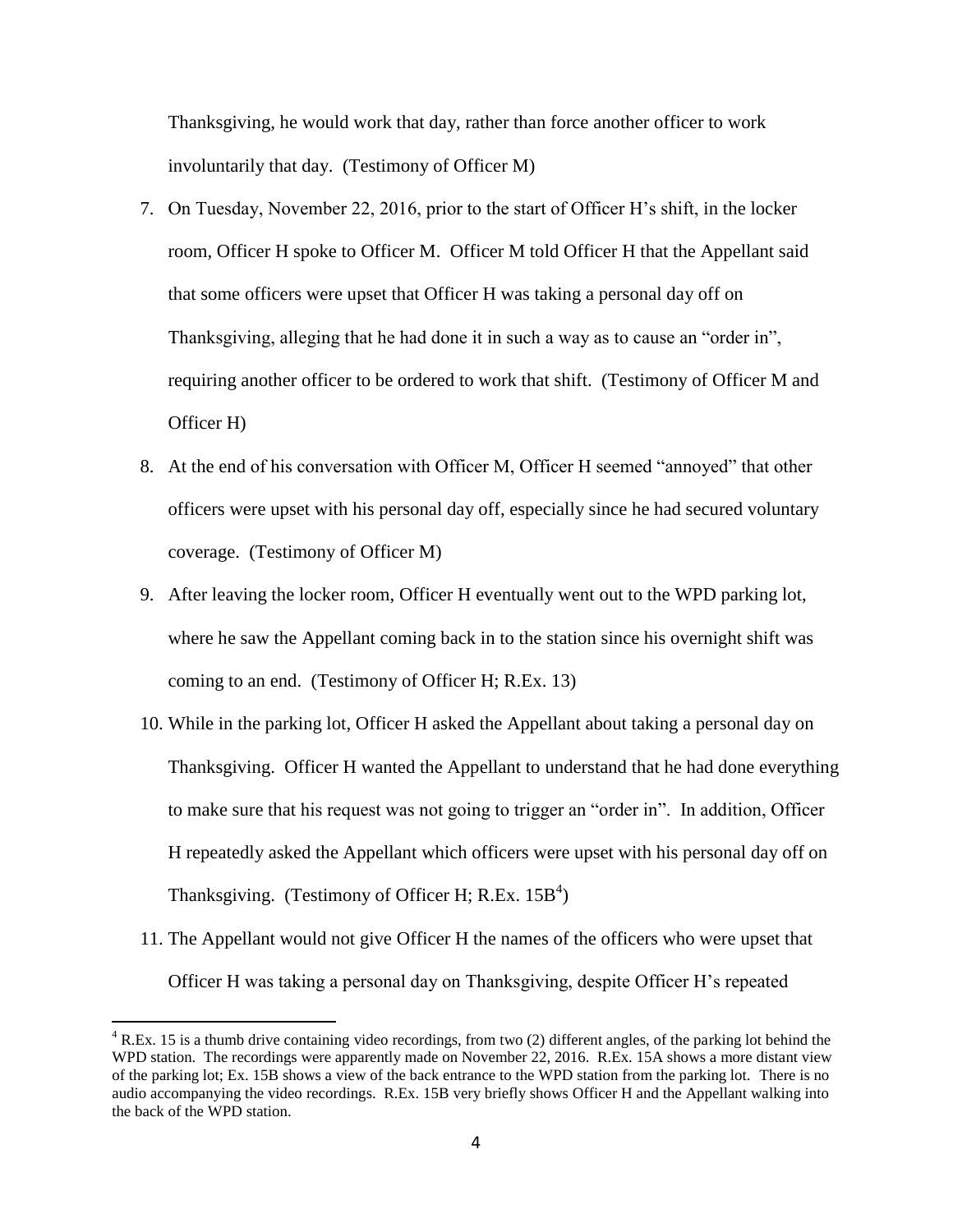Thanksgiving, he would work that day, rather than force another officer to work involuntarily that day. (Testimony of Officer M)

7. On Tuesday, November 22, 2016, prior to the start of Officer H's shift, in the locker room, Officer H spoke to Officer M. Officer M told Officer H that the Appellant said that some officers were upset that Officer H was taking a personal day off on Thanksgiving, alleging that he had done it in such a way as to cause an "order in", requiring another officer to be ordered to work that shift. (Testimony of Officer M and Officer H)

8. At the end of his conversation with Officer M, Officer H seemed "annoyed" that other officers were upset with his personal day off, especially since he had secured voluntary coverage. (Testimony of Officer M)

9. After leaving the locker room, Officer H eventually went out to the WPD parking lot, where he saw the Appellant coming back in to the station since his overnight shift was coming to an end. (Testimony of Officer H; R.Ex. 13)

10. While in the parking lot, Officer H asked the Appellant about taking a personal day on Thanksgiving. Officer H wanted the Appellant to understand that he had done everything to make sure that his request was not going to trigger an "order in". In addition, Officer H repeatedly asked the Appellant which officers were upset with his personal day off on Thanksgiving. (Testimony of Officer H; R.Ex. 15B[4])

11. The Appellant would not give Officer H the names of the officers who were upset that Officer H was taking a personal day on Thanksgiving, despite Officer H's repeated

[4] R.Ex. 15 is a thumb drive containing video recordings, from two (2) different angles, of the parking lot behind the WPD station. The recordings were apparently made on November 22, 2016. R.Ex. 15A shows a more distant view of the parking lot; Ex. 15B shows a view of the back entrance to the WPD station from the parking lot. There is no audio accompanying the video recordings. R.Ex. 15B very briefly shows Officer H and the Appellant walking into the back of the WPD station.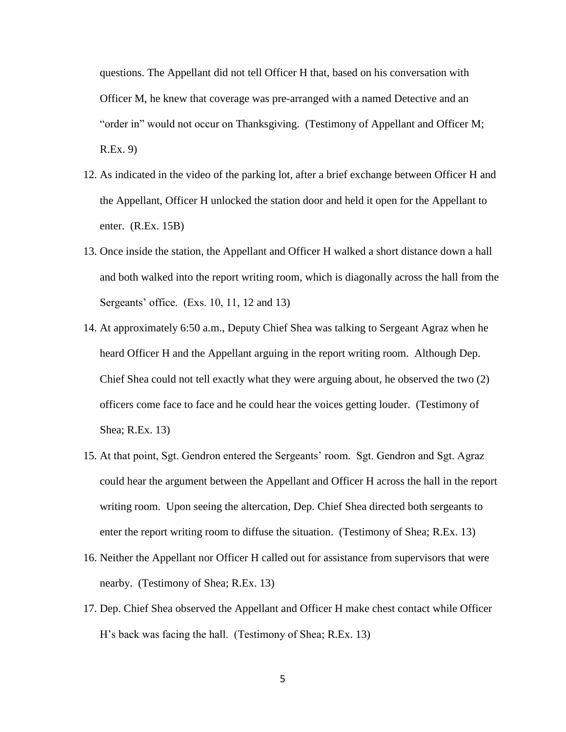questions. The Appellant did not tell Officer H that, based on his conversation with Officer M, he knew that coverage was pre-arranged with a named Detective and an "order in" would not occur on Thanksgiving. (Testimony of Appellant and Officer M; R.Ex. 9)

12. As indicated in the video of the parking lot, after a brief exchange between Officer H and the Appellant, Officer H unlocked the station door and held it open for the Appellant to enter. (R.Ex. 15B)
13. Once inside the station, the Appellant and Officer H walked a short distance down a hall and both walked into the report writing room, which is diagonally across the hall from the Sergeants' office. (Exs. 10, 11, 12 and 13)
14. At approximately 6:50 a.m., Deputy Chief Shea was talking to Sergeant Agraz when he heard Officer H and the Appellant arguing in the report writing room. Although Dep. Chief Shea could not tell exactly what they were arguing about, he observed the two (2) officers come face to face and he could hear the voices getting louder. (Testimony of Shea; R.Ex. 13)
15. At that point, Sgt. Gendron entered the Sergeants' room. Sgt. Gendron and Sgt. Agraz could hear the argument between the Appellant and Officer H across the hall in the report writing room. Upon seeing the altercation, Dep. Chief Shea directed both sergeants to enter the report writing room to diffuse the situation. (Testimony of Shea; R.Ex. 13)
16. Neither the Appellant nor Officer H called out for assistance from supervisors that were nearby. (Testimony of Shea; R.Ex. 13)
17. Dep. Chief Shea observed the Appellant and Officer H make chest contact while Officer H's back was facing the hall. (Testimony of Shea; R.Ex. 13)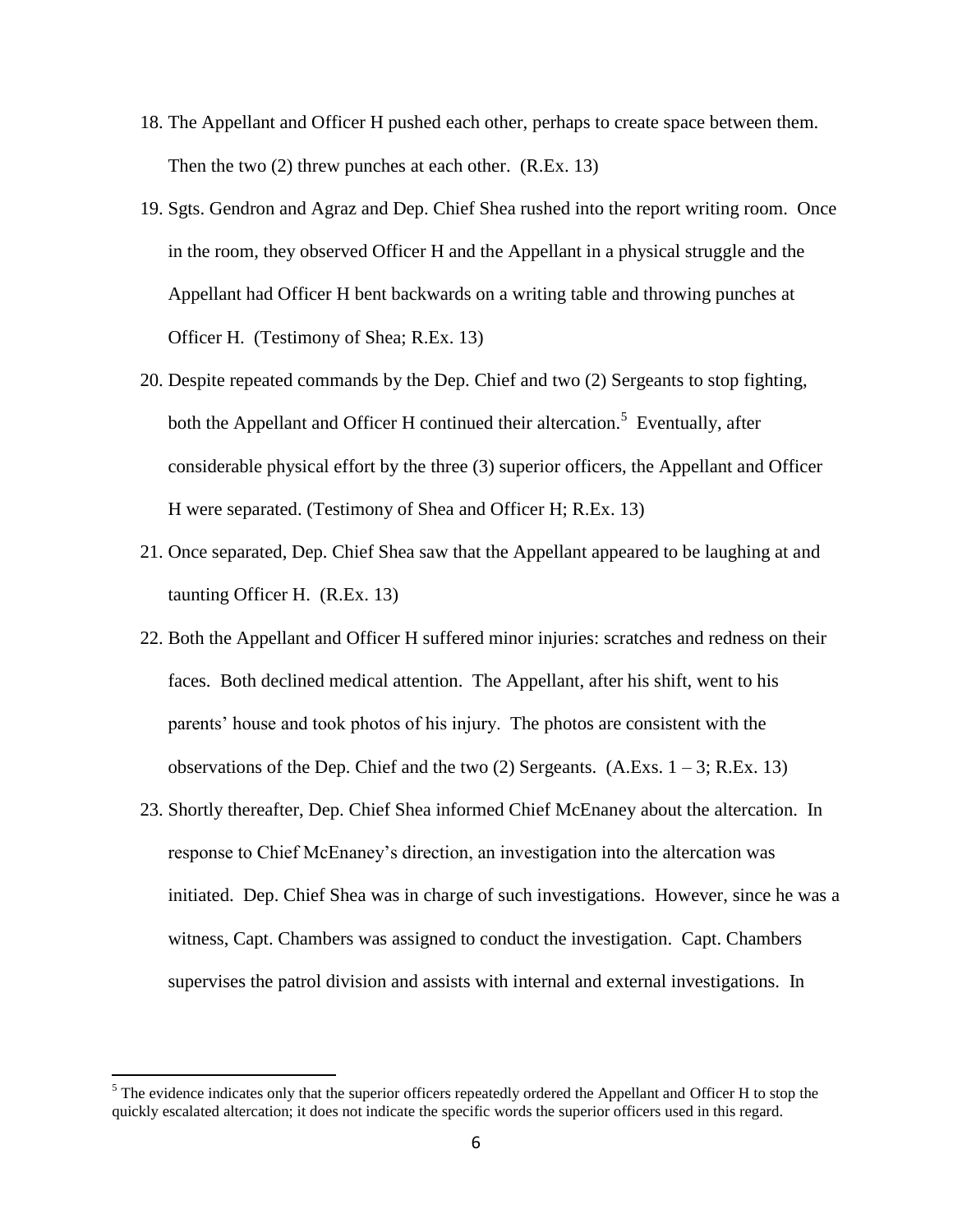18. The Appellant and Officer H pushed each other, perhaps to create space between them. Then the two (2) threw punches at each other. (R.Ex. 13)
19. Sgts. Gendron and Agraz and Dep. Chief Shea rushed into the report writing room. Once in the room, they observed Officer H and the Appellant in a physical struggle and the Appellant had Officer H bent backwards on a writing table and throwing punches at Officer H. (Testimony of Shea; R.Ex. 13)
20. Despite repeated commands by the Dep. Chief and two (2) Sergeants to stop fighting, both the Appellant and Officer H continued their altercation.[5] Eventually, after considerable physical effort by the three (3) superior officers, the Appellant and Officer H were separated. (Testimony of Shea and Officer H; R.Ex. 13)
21. Once separated, Dep. Chief Shea saw that the Appellant appeared to be laughing at and taunting Officer H. (R.Ex. 13)
22. Both the Appellant and Officer H suffered minor injuries: scratches and redness on their faces. Both declined medical attention. The Appellant, after his shift, went to his parents' house and took photos of his injury. The photos are consistent with the observations of the Dep. Chief and the two (2) Sergeants. (A.Exs. 1 – 3; R.Ex. 13)
23. Shortly thereafter, Dep. Chief Shea informed Chief McEnaney about the altercation. In response to Chief McEnaney's direction, an investigation into the altercation was initiated. Dep. Chief Shea was in charge of such investigations. However, since he was a witness, Capt. Chambers was assigned to conduct the investigation. Capt. Chambers supervises the patrol division and assists with internal and external investigations. In

[5] The evidence indicates only that the superior officers repeatedly ordered the Appellant and Officer H to stop the quickly escalated altercation; it does not indicate the specific words the superior officers used in this regard.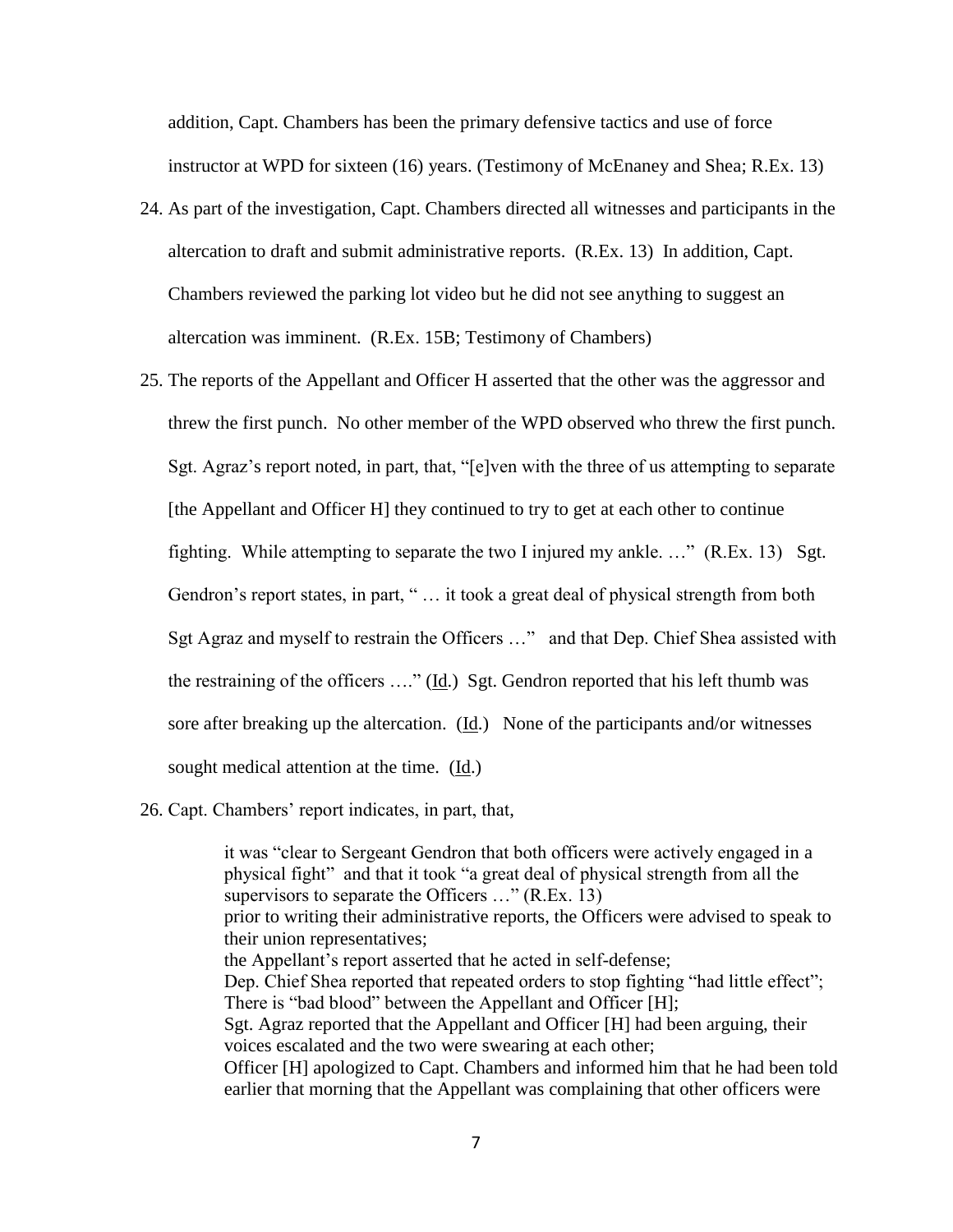addition, Capt. Chambers has been the primary defensive tactics and use of force instructor at WPD for sixteen (16) years. (Testimony of McEnaney and Shea; R.Ex. 13)

24. As part of the investigation, Capt. Chambers directed all witnesses and participants in the altercation to draft and submit administrative reports. (R.Ex. 13) In addition, Capt. Chambers reviewed the parking lot video but he did not see anything to suggest an altercation was imminent. (R.Ex. 15B; Testimony of Chambers)

25. The reports of the Appellant and Officer H asserted that the other was the aggressor and threw the first punch. No other member of the WPD observed who threw the first punch. Sgt. Agraz's report noted, in part, that, "[e]ven with the three of us attempting to separate [the Appellant and Officer H] they continued to try to get at each other to continue fighting. While attempting to separate the two I injured my ankle. …" (R.Ex. 13) Sgt. Gendron's report states, in part, " … it took a great deal of physical strength from both Sgt Agraz and myself to restrain the Officers …" and that Dep. Chief Shea assisted with the restraining of the officers …." (Id.) Sgt. Gendron reported that his left thumb was sore after breaking up the altercation. (Id.) None of the participants and/or witnesses sought medical attention at the time. (Id.)

26. Capt. Chambers' report indicates, in part, that,

> it was "clear to Sergeant Gendron that both officers were actively engaged in a physical fight" and that it took "a great deal of physical strength from all the supervisors to separate the Officers …" (R.Ex. 13)
> prior to writing their administrative reports, the Officers were advised to speak to their union representatives;
> the Appellant's report asserted that he acted in self-defense;
> Dep. Chief Shea reported that repeated orders to stop fighting "had little effect";
> There is "bad blood" between the Appellant and Officer [H];
> Sgt. Agraz reported that the Appellant and Officer [H] had been arguing, their voices escalated and the two were swearing at each other;
> Officer [H] apologized to Capt. Chambers and informed him that he had been told earlier that morning that the Appellant was complaining that other officers were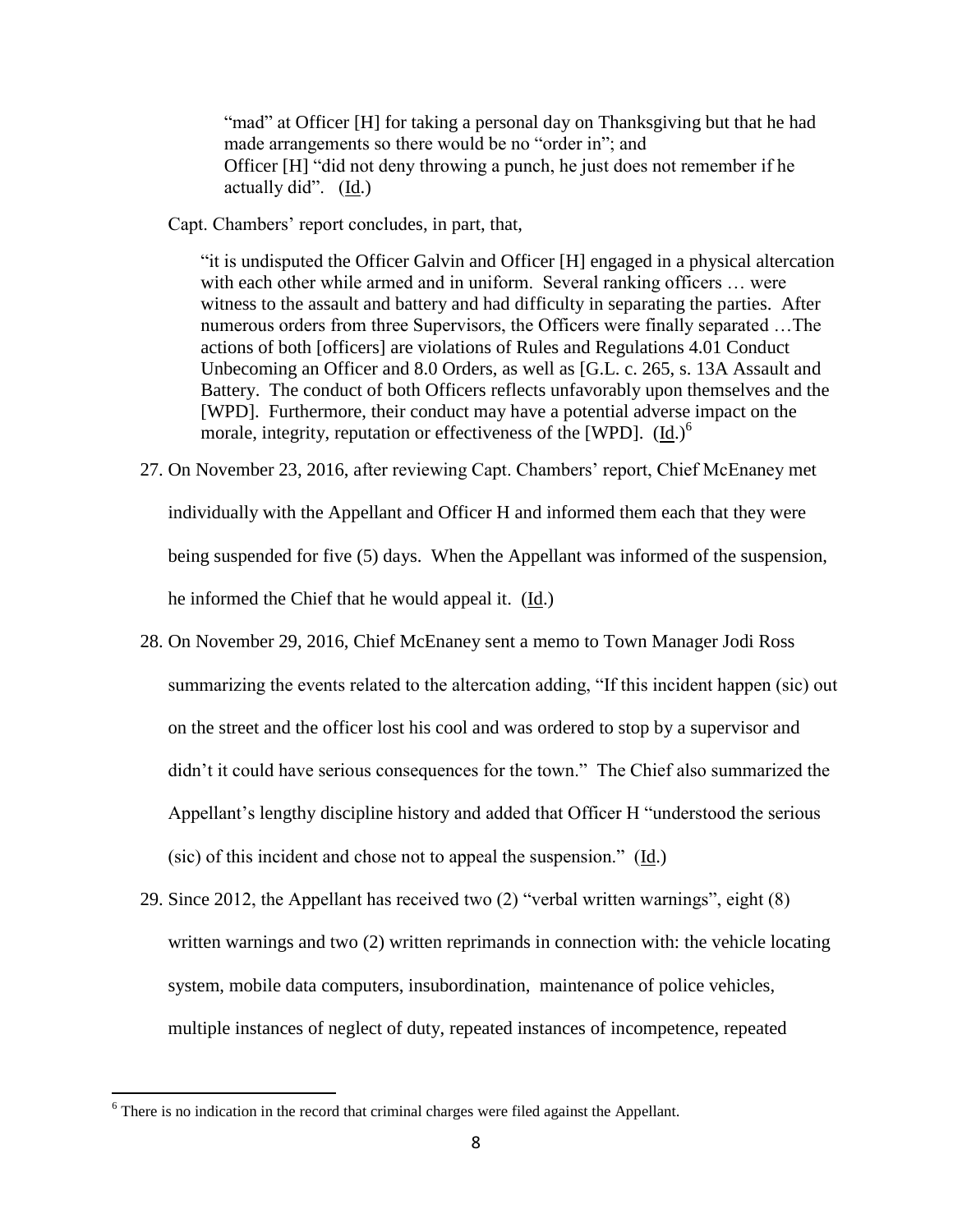"mad" at Officer [H] for taking a personal day on Thanksgiving but that he had made arrangements so there would be no "order in"; and Officer [H] "did not deny throwing a punch, he just does not remember if he actually did". (Id.)

Capt. Chambers' report concludes, in part, that,

> "it is undisputed the Officer Galvin and Officer [H] engaged in a physical altercation with each other while armed and in uniform. Several ranking officers … were witness to the assault and battery and had difficulty in separating the parties. After numerous orders from three Supervisors, the Officers were finally separated …The actions of both [officers] are violations of Rules and Regulations 4.01 Conduct Unbecoming an Officer and 8.0 Orders, as well as [G.L. c. 265, s. 13A Assault and Battery. The conduct of both Officers reflects unfavorably upon themselves and the [WPD]. Furthermore, their conduct may have a potential adverse impact on the morale, integrity, reputation or effectiveness of the [WPD]. (Id.)[6]

27. On November 23, 2016, after reviewing Capt. Chambers' report, Chief McEnaney met individually with the Appellant and Officer H and informed them each that they were being suspended for five (5) days. When the Appellant was informed of the suspension, he informed the Chief that he would appeal it. (Id.)

28. On November 29, 2016, Chief McEnaney sent a memo to Town Manager Jodi Ross summarizing the events related to the altercation adding, "If this incident happen (sic) out on the street and the officer lost his cool and was ordered to stop by a supervisor and didn't it could have serious consequences for the town." The Chief also summarized the Appellant's lengthy discipline history and added that Officer H "understood the serious (sic) of this incident and chose not to appeal the suspension." (Id.)

29. Since 2012, the Appellant has received two (2) "verbal written warnings", eight (8) written warnings and two (2) written reprimands in connection with: the vehicle locating system, mobile data computers, insubordination, maintenance of police vehicles, multiple instances of neglect of duty, repeated instances of incompetence, repeated

[6] There is no indication in the record that criminal charges were filed against the Appellant.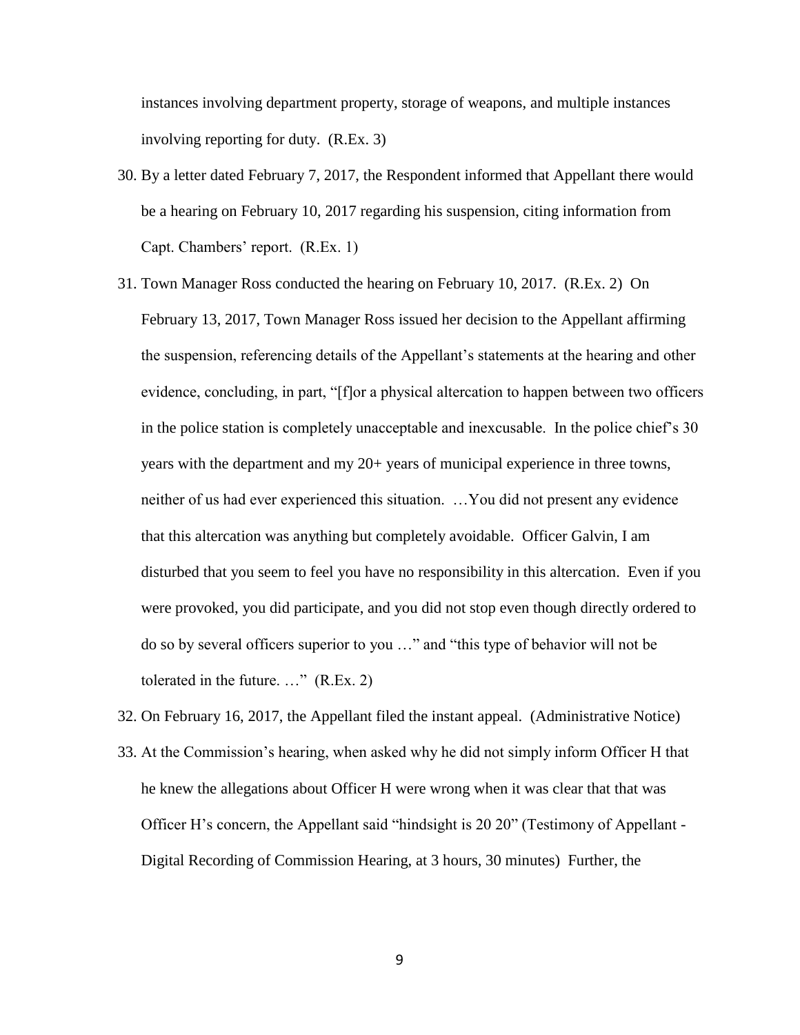instances involving department property, storage of weapons, and multiple instances involving reporting for duty. (R.Ex. 3)

30. By a letter dated February 7, 2017, the Respondent informed that Appellant there would be a hearing on February 10, 2017 regarding his suspension, citing information from Capt. Chambers' report. (R.Ex. 1)
31. Town Manager Ross conducted the hearing on February 10, 2017. (R.Ex. 2) On February 13, 2017, Town Manager Ross issued her decision to the Appellant affirming the suspension, referencing details of the Appellant's statements at the hearing and other evidence, concluding, in part, "[f]or a physical altercation to happen between two officers in the police station is completely unacceptable and inexcusable. In the police chief's 30 years with the department and my 20+ years of municipal experience in three towns, neither of us had ever experienced this situation. …You did not present any evidence that this altercation was anything but completely avoidable. Officer Galvin, I am disturbed that you seem to feel you have no responsibility in this altercation. Even if you were provoked, you did participate, and you did not stop even though directly ordered to do so by several officers superior to you …" and "this type of behavior will not be tolerated in the future. …" (R.Ex. 2)
32. On February 16, 2017, the Appellant filed the instant appeal. (Administrative Notice)
33. At the Commission's hearing, when asked why he did not simply inform Officer H that he knew the allegations about Officer H were wrong when it was clear that that was Officer H's concern, the Appellant said "hindsight is 20 20" (Testimony of Appellant - Digital Recording of Commission Hearing, at 3 hours, 30 minutes) Further, the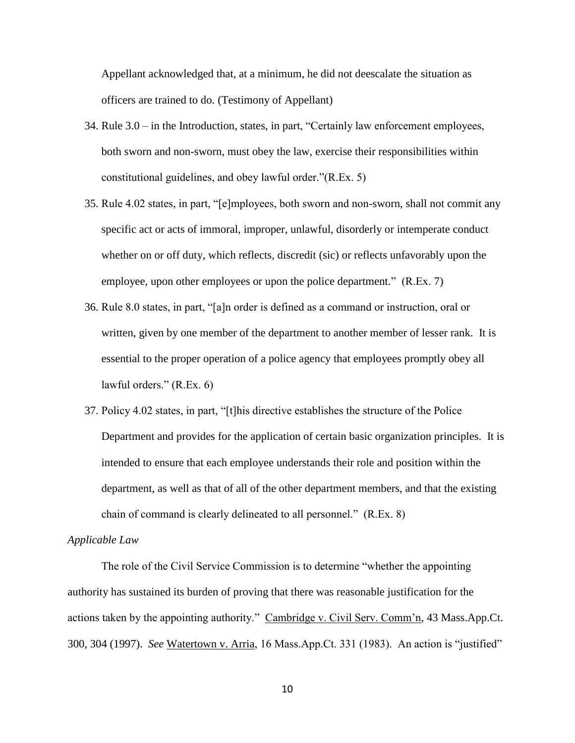Appellant acknowledged that, at a minimum, he did not deescalate the situation as officers are trained to do. (Testimony of Appellant)

34. Rule 3.0 – in the Introduction, states, in part, "Certainly law enforcement employees, both sworn and non-sworn, must obey the law, exercise their responsibilities within constitutional guidelines, and obey lawful order."(R.Ex. 5)
35. Rule 4.02 states, in part, "[e]mployees, both sworn and non-sworn, shall not commit any specific act or acts of immoral, improper, unlawful, disorderly or intemperate conduct whether on or off duty, which reflects, discredit (sic) or reflects unfavorably upon the employee, upon other employees or upon the police department." (R.Ex. 7)
36. Rule 8.0 states, in part, "[a]n order is defined as a command or instruction, oral or written, given by one member of the department to another member of lesser rank. It is essential to the proper operation of a police agency that employees promptly obey all lawful orders." (R.Ex. 6)
37. Policy 4.02 states, in part, "[t]his directive establishes the structure of the Police Department and provides for the application of certain basic organization principles. It is intended to ensure that each employee understands their role and position within the department, as well as that of all of the other department members, and that the existing chain of command is clearly delineated to all personnel." (R.Ex. 8)

*Applicable Law*

The role of the Civil Service Commission is to determine "whether the appointing authority has sustained its burden of proving that there was reasonable justification for the actions taken by the appointing authority." Cambridge v. Civil Serv. Comm'n, 43 Mass.App.Ct. 300, 304 (1997). *See* Watertown v. Arria, 16 Mass.App.Ct. 331 (1983). An action is "justified"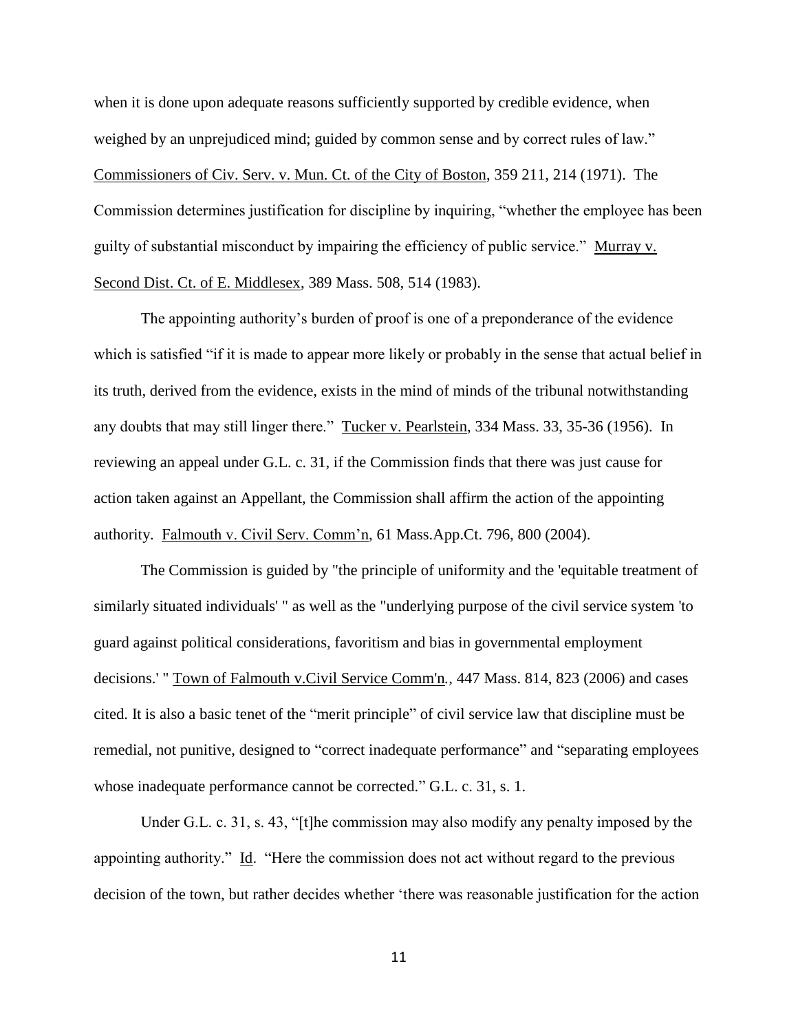when it is done upon adequate reasons sufficiently supported by credible evidence, when weighed by an unprejudiced mind; guided by common sense and by correct rules of law." Commissioners of Civ. Serv. v. Mun. Ct. of the City of Boston, 359 211, 214 (1971). The Commission determines justification for discipline by inquiring, "whether the employee has been guilty of substantial misconduct by impairing the efficiency of public service." Murray v. Second Dist. Ct. of E. Middlesex, 389 Mass. 508, 514 (1983).

The appointing authority's burden of proof is one of a preponderance of the evidence which is satisfied "if it is made to appear more likely or probably in the sense that actual belief in its truth, derived from the evidence, exists in the mind of minds of the tribunal notwithstanding any doubts that may still linger there." Tucker v. Pearlstein, 334 Mass. 33, 35-36 (1956). In reviewing an appeal under G.L. c. 31, if the Commission finds that there was just cause for action taken against an Appellant, the Commission shall affirm the action of the appointing authority. Falmouth v. Civil Serv. Comm'n, 61 Mass.App.Ct. 796, 800 (2004).

The Commission is guided by "the principle of uniformity and the 'equitable treatment of similarly situated individuals' " as well as the "underlying purpose of the civil service system 'to guard against political considerations, favoritism and bias in governmental employment decisions.' " Town of Falmouth v.Civil Service Comm'n., 447 Mass. 814, 823 (2006) and cases cited. It is also a basic tenet of the "merit principle" of civil service law that discipline must be remedial, not punitive, designed to "correct inadequate performance" and "separating employees whose inadequate performance cannot be corrected." G.L. c. 31, s. 1.

Under G.L. c. 31, s. 43, "[t]he commission may also modify any penalty imposed by the appointing authority." Id. "Here the commission does not act without regard to the previous decision of the town, but rather decides whether 'there was reasonable justification for the action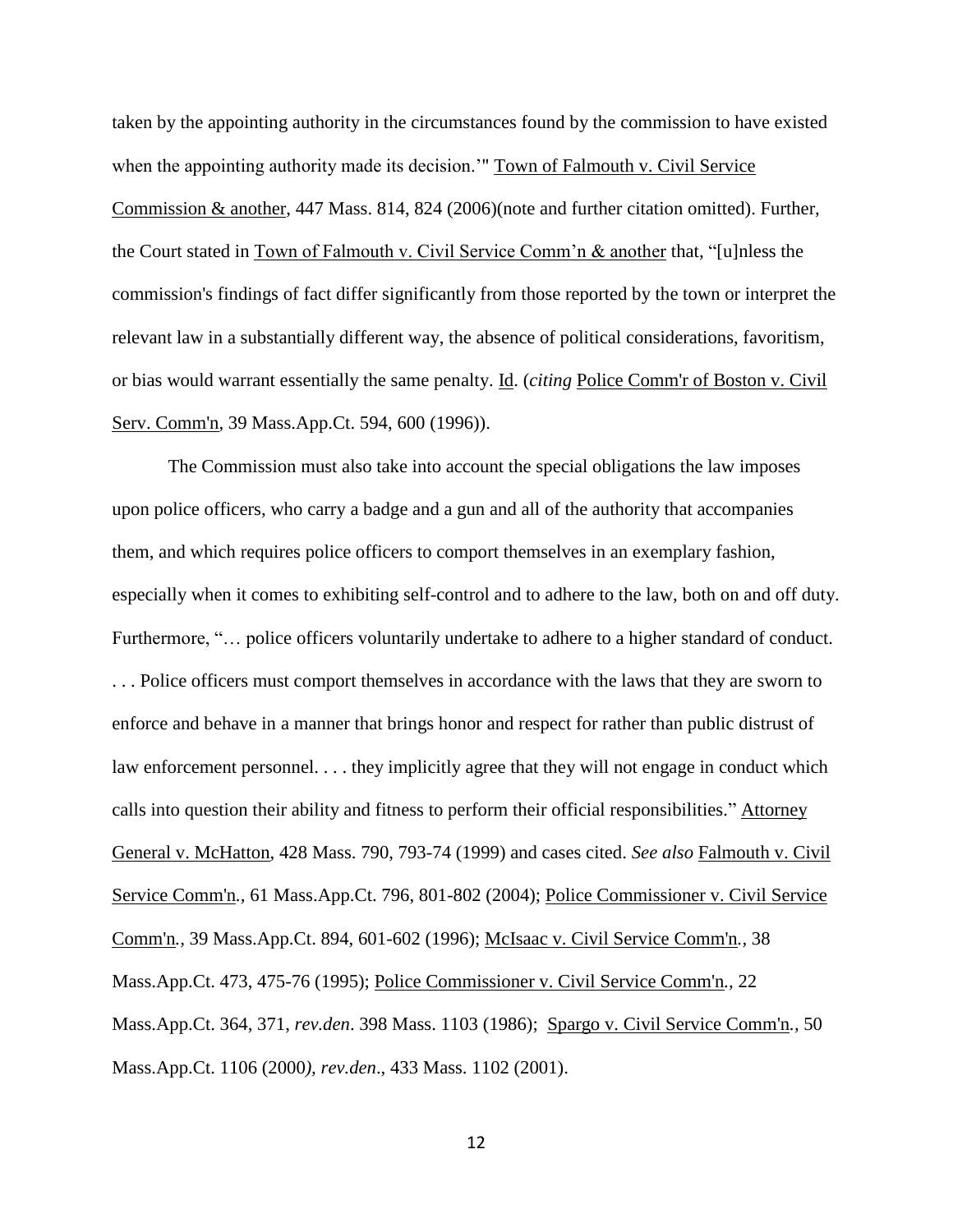taken by the appointing authority in the circumstances found by the commission to have existed when the appointing authority made its decision.'" Town of Falmouth v. Civil Service Commission & another, 447 Mass. 814, 824 (2006)(note and further citation omitted). Further, the Court stated in Town of Falmouth v. Civil Service Comm'n & another that, "[u]nless the commission's findings of fact differ significantly from those reported by the town or interpret the relevant law in a substantially different way, the absence of political considerations, favoritism, or bias would warrant essentially the same penalty. Id. (*citing* Police Comm'r of Boston v. Civil Serv. Comm'n, 39 Mass.App.Ct. 594, 600 (1996)).

The Commission must also take into account the special obligations the law imposes upon police officers, who carry a badge and a gun and all of the authority that accompanies them, and which requires police officers to comport themselves in an exemplary fashion, especially when it comes to exhibiting self-control and to adhere to the law, both on and off duty. Furthermore, "… police officers voluntarily undertake to adhere to a higher standard of conduct. . . . Police officers must comport themselves in accordance with the laws that they are sworn to enforce and behave in a manner that brings honor and respect for rather than public distrust of law enforcement personnel. . . . they implicitly agree that they will not engage in conduct which calls into question their ability and fitness to perform their official responsibilities." Attorney General v. McHatton, 428 Mass. 790, 793-74 (1999) and cases cited. *See also* Falmouth v. Civil Service Comm'n., 61 Mass.App.Ct. 796, 801-802 (2004); Police Commissioner v. Civil Service Comm'n., 39 Mass.App.Ct. 894, 601-602 (1996); McIsaac v. Civil Service Comm'n., 38 Mass.App.Ct. 473, 475-76 (1995); Police Commissioner v. Civil Service Comm'n., 22 Mass.App.Ct. 364, 371, *rev.den*. 398 Mass. 1103 (1986); Spargo v. Civil Service Comm'n., 50 Mass.App.Ct. 1106 (2000*)*, *rev.den*., 433 Mass. 1102 (2001).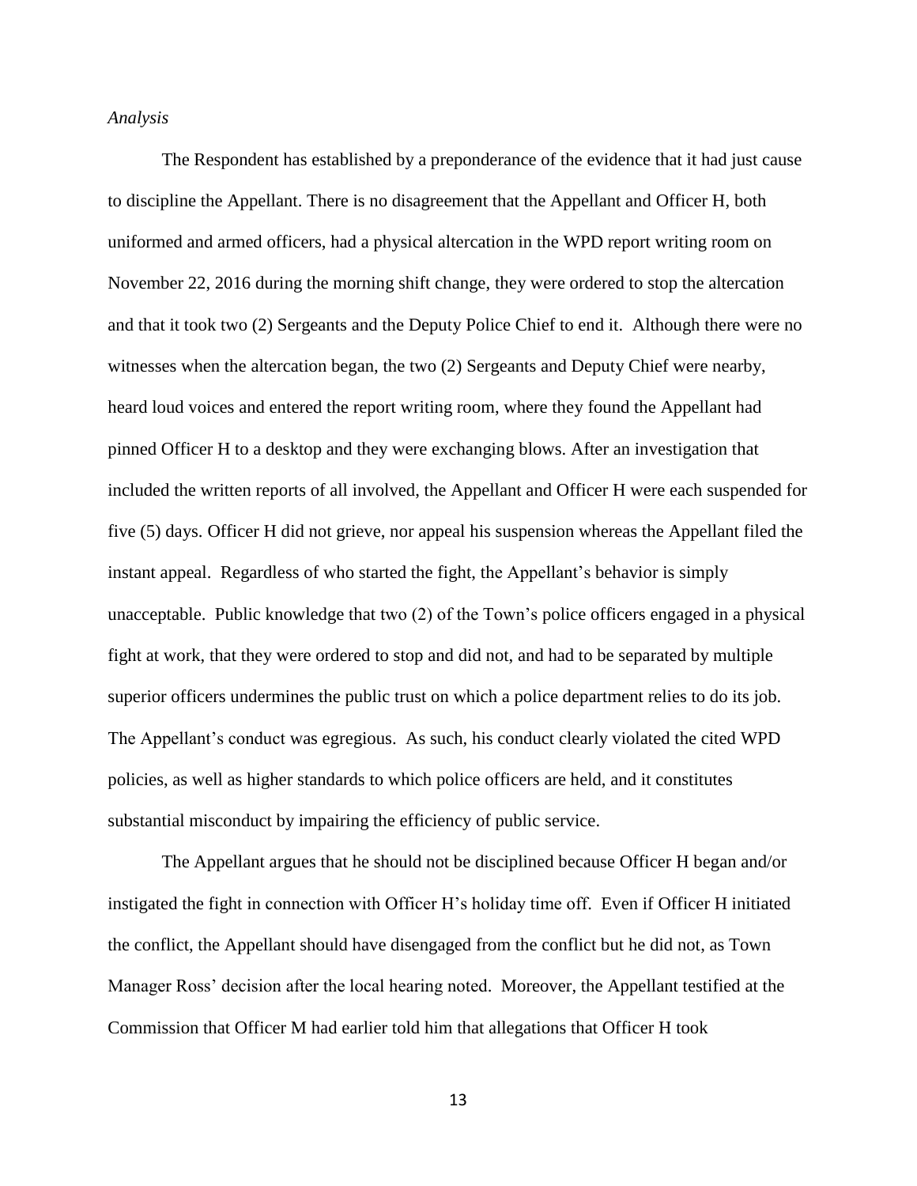*Analysis*

The Respondent has established by a preponderance of the evidence that it had just cause to discipline the Appellant. There is no disagreement that the Appellant and Officer H, both uniformed and armed officers, had a physical altercation in the WPD report writing room on November 22, 2016 during the morning shift change, they were ordered to stop the altercation and that it took two (2) Sergeants and the Deputy Police Chief to end it. Although there were no witnesses when the altercation began, the two (2) Sergeants and Deputy Chief were nearby, heard loud voices and entered the report writing room, where they found the Appellant had pinned Officer H to a desktop and they were exchanging blows. After an investigation that included the written reports of all involved, the Appellant and Officer H were each suspended for five (5) days. Officer H did not grieve, nor appeal his suspension whereas the Appellant filed the instant appeal. Regardless of who started the fight, the Appellant's behavior is simply unacceptable. Public knowledge that two (2) of the Town's police officers engaged in a physical fight at work, that they were ordered to stop and did not, and had to be separated by multiple superior officers undermines the public trust on which a police department relies to do its job. The Appellant's conduct was egregious. As such, his conduct clearly violated the cited WPD policies, as well as higher standards to which police officers are held, and it constitutes substantial misconduct by impairing the efficiency of public service.

The Appellant argues that he should not be disciplined because Officer H began and/or instigated the fight in connection with Officer H's holiday time off. Even if Officer H initiated the conflict, the Appellant should have disengaged from the conflict but he did not, as Town Manager Ross' decision after the local hearing noted. Moreover, the Appellant testified at the Commission that Officer M had earlier told him that allegations that Officer H took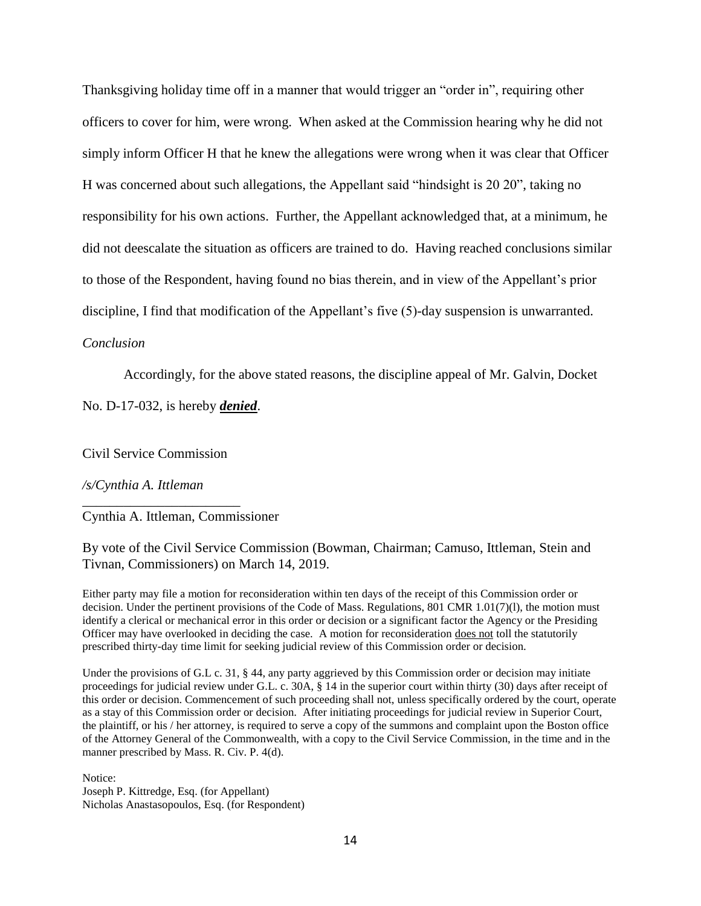Thanksgiving holiday time off in a manner that would trigger an "order in", requiring other officers to cover for him, were wrong. When asked at the Commission hearing why he did not simply inform Officer H that he knew the allegations were wrong when it was clear that Officer H was concerned about such allegations, the Appellant said "hindsight is 20 20", taking no responsibility for his own actions. Further, the Appellant acknowledged that, at a minimum, he did not deescalate the situation as officers are trained to do. Having reached conclusions similar to those of the Respondent, having found no bias therein, and in view of the Appellant's prior discipline, I find that modification of the Appellant's five (5)-day suspension is unwarranted.

*Conclusion*

Accordingly, for the above stated reasons, the discipline appeal of Mr. Galvin, Docket No. D-17-032, is hereby ***denied***.

Civil Service Commission

*/s/Cynthia A. Ittleman*

_______________________

Cynthia A. Ittleman, Commissioner

By vote of the Civil Service Commission (Bowman, Chairman; Camuso, Ittleman, Stein and Tivnan, Commissioners) on March 14, 2019.

Either party may file a motion for reconsideration within ten days of the receipt of this Commission order or decision. Under the pertinent provisions of the Code of Mass. Regulations, 801 CMR 1.01(7)(l), the motion must identify a clerical or mechanical error in this order or decision or a significant factor the Agency or the Presiding Officer may have overlooked in deciding the case. A motion for reconsideration does not toll the statutorily prescribed thirty-day time limit for seeking judicial review of this Commission order or decision.

Under the provisions of G.L c. 31, § 44, any party aggrieved by this Commission order or decision may initiate proceedings for judicial review under G.L. c. 30A, § 14 in the superior court within thirty (30) days after receipt of this order or decision. Commencement of such proceeding shall not, unless specifically ordered by the court, operate as a stay of this Commission order or decision. After initiating proceedings for judicial review in Superior Court, the plaintiff, or his / her attorney, is required to serve a copy of the summons and complaint upon the Boston office of the Attorney General of the Commonwealth, with a copy to the Civil Service Commission, in the time and in the manner prescribed by Mass. R. Civ. P. 4(d).

Notice:
Joseph P. Kittredge, Esq. (for Appellant)
Nicholas Anastasopoulos, Esq. (for Respondent)